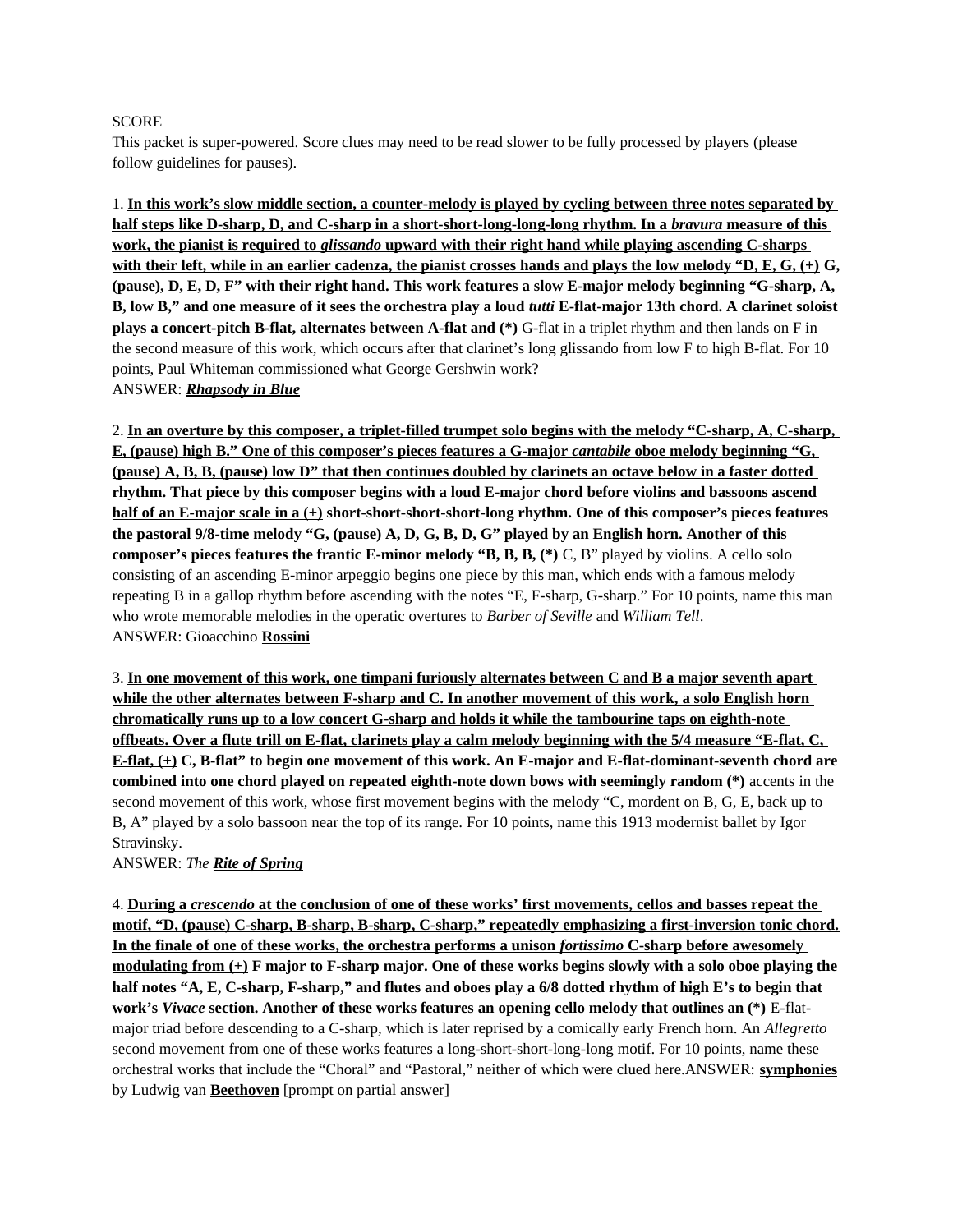SCORE

This packet is super-powered. Score clues may need to be read slower to be fully processed by players (please follow guidelines for pauses).

1. <u>**In this work's slow middle section, a counter-melody is played by cycling between three notes separated by half steps like D-sharp, D, and C-sharp in a short-short-long-long-long rhythm. In a *bravura* measure of this work, the pianist is required to *glissando* upward with their right hand while playing ascending C-sharps with their left, while in an earlier cadenza, the pianist crosses hands and plays the low melody "D, E, G, (+)**</u> **G, (pause), D, E, D, F" with their right hand. This work features a slow E-major melody beginning "G-sharp, A, B, low B," and one measure of it sees the orchestra play a loud *tutti* E-flat-major 13th chord. A clarinet soloist plays a concert-pitch B-flat, alternates between A-flat and (\*)** G-flat in a triplet rhythm and then lands on F in the second measure of this work, which occurs after that clarinet's long glissando from low F to high B-flat. For 10 points, Paul Whiteman commissioned what George Gershwin work?

ANSWER: <u>***Rhapsody in Blue***</u>

2. <u>**In an overture by this composer, a triplet-filled trumpet solo begins with the melody "C-sharp, A, C-sharp, E, (pause) high B." One of this composer's pieces features a G-major *cantabile* oboe melody beginning "G, (pause) A, B, B, (pause) low D" that then continues doubled by clarinets an octave below in a faster dotted rhythm. That piece by this composer begins with a loud E-major chord before violins and bassoons ascend half of an E-major scale in a (+)**</u> **short-short-short-short-long rhythm. One of this composer's pieces features the pastoral 9/8-time melody "G, (pause) A, D, G, B, D, G" played by an English horn. Another of this composer's pieces features the frantic E-minor melody "B, B, B, (\*)** C, B" played by violins. A cello solo consisting of an ascending E-minor arpeggio begins one piece by this man, which ends with a famous melody repeating B in a gallop rhythm before ascending with the notes "E, F-sharp, G-sharp." For 10 points, name this man who wrote memorable melodies in the operatic overtures to *Barber of Seville* and *William Tell*.

ANSWER: Gioacchino <u>**Rossini**</u>

3. <u>**In one movement of this work, one timpani furiously alternates between C and B a major seventh apart while the other alternates between F-sharp and C. In another movement of this work, a solo English horn chromatically runs up to a low concert G-sharp and holds it while the tambourine taps on eighth-note offbeats. Over a flute trill on E-flat, clarinets play a calm melody beginning with the 5/4 measure "E-flat, C, E-flat, (+)**</u> **C, B-flat" to begin one movement of this work. An E-major and E-flat-dominant-seventh chord are combined into one chord played on repeated eighth-note down bows with seemingly random (\*)** accents in the second movement of this work, whose first movement begins with the melody "C, mordent on B, G, E, back up to B, A" played by a solo bassoon near the top of its range. For 10 points, name this 1913 modernist ballet by Igor Stravinsky.

ANSWER: *The* <u>***Rite of Spring***</u>

4. <u>**During a *crescendo* at the conclusion of one of these works' first movements, cellos and basses repeat the motif, "D, (pause) C-sharp, B-sharp, B-sharp, C-sharp," repeatedly emphasizing a first-inversion tonic chord. In the finale of one of these works, the orchestra performs a unison *fortissimo* C-sharp before awesomely modulating from (+)**</u> **F major to F-sharp major. One of these works begins slowly with a solo oboe playing the half notes "A, E, C-sharp, F-sharp," and flutes and oboes play a 6/8 dotted rhythm of high E's to begin that work's *Vivace* section. Another of these works features an opening cello melody that outlines an (\*)** E-flat-major triad before descending to a C-sharp, which is later reprised by a comically early French horn. An *Allegretto* second movement from one of these works features a long-short-short-long-long motif. For 10 points, name these orchestral works that include the "Choral" and "Pastoral," neither of which were clued here.ANSWER: <u>**symphonies**</u> by Ludwig van <u>**Beethoven**</u> [prompt on partial answer]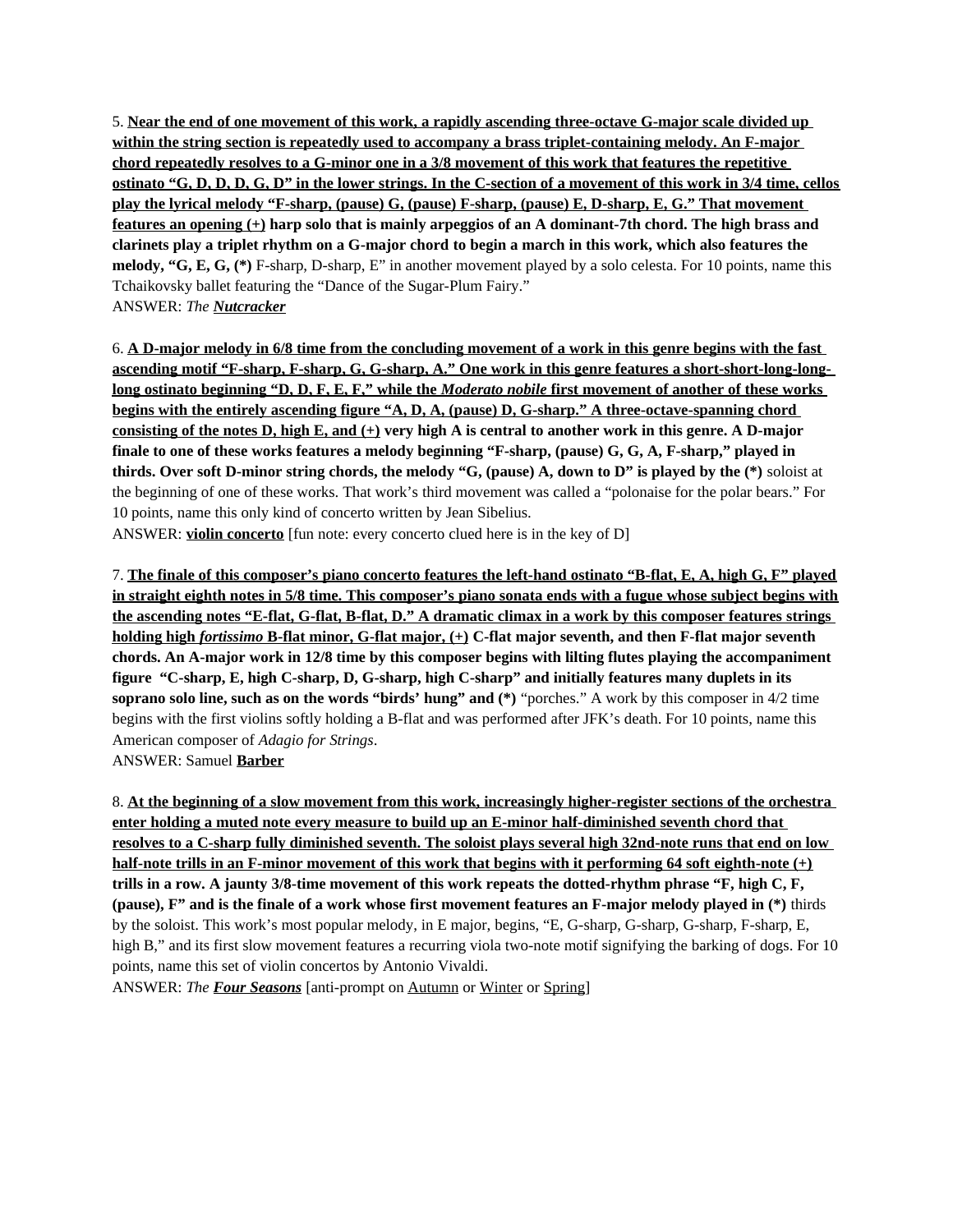5. **<u>Near the end of one movement of this work, a rapidly ascending three-octave G-major scale divided up within the string section is repeatedly used to accompany a brass triplet-containing melody. An F-major chord repeatedly resolves to a G-minor one in a 3/8 movement of this work that features the repetitive ostinato "G, D, D, D, G, D" in the lower strings. In the C-section of a movement of this work in 3/4 time, cellos play the lyrical melody "F-sharp, (pause) G, (pause) F-sharp, (pause) E, D-sharp, E, G." That movement features an opening (+)</u> harp solo that is mainly arpeggios of an A dominant-7th chord. The high brass and clarinets play a triplet rhythm on a G-major chord to begin a march in this work, which also features the melody, "G, E, G, (\*)** F-sharp, D-sharp, E" in another movement played by a solo celesta. For 10 points, name this Tchaikovsky ballet featuring the "Dance of the Sugar-Plum Fairy."

ANSWER: *The **<u>Nutcracker</u>***

6. **<u>A D-major melody in 6/8 time from the concluding movement of a work in this genre begins with the fast ascending motif "F-sharp, F-sharp, G, G-sharp, A." One work in this genre features a short-short-long-long-long ostinato beginning "D, D, F, E, F," while the *Moderato nobile* first movement of another of these works begins with the entirely ascending figure "A, D, A, (pause) D, G-sharp." A three-octave-spanning chord consisting of the notes D, high E, and (+)</u> very high A is central to another work in this genre. A D-major finale to one of these works features a melody beginning "F-sharp, (pause) G, G, A, F-sharp," played in thirds. Over soft D-minor string chords, the melody "G, (pause) A, down to D" is played by the (\*)** soloist at the beginning of one of these works. That work's third movement was called a "polonaise for the polar bears." For 10 points, name this only kind of concerto written by Jean Sibelius.

ANSWER: **<u>violin concerto</u>** [fun note: every concerto clued here is in the key of D]

7. **<u>The finale of this composer's piano concerto features the left-hand ostinato "B-flat, E, A, high G, F" played in straight eighth notes in 5/8 time. This composer's piano sonata ends with a fugue whose subject begins with the ascending notes "E-flat, G-flat, B-flat, D." A dramatic climax in a work by this composer features strings holding high *fortissimo* B-flat minor, G-flat major, (+)</u> C-flat major seventh, and then F-flat major seventh chords. An A-major work in 12/8 time by this composer begins with lilting flutes playing the accompaniment figure "C-sharp, E, high C-sharp, D, G-sharp, high C-sharp" and initially features many duplets in its soprano solo line, such as on the words "birds' hung" and (\*)** "porches." A work by this composer in 4/2 time begins with the first violins softly holding a B-flat and was performed after JFK's death. For 10 points, name this American composer of *Adagio for Strings*.

ANSWER: Samuel **<u>Barber</u>**

8. **<u>At the beginning of a slow movement from this work, increasingly higher-register sections of the orchestra enter holding a muted note every measure to build up an E-minor half-diminished seventh chord that resolves to a C-sharp fully diminished seventh. The soloist plays several high 32nd-note runs that end on low half-note trills in an F-minor movement of this work that begins with it performing 64 soft eighth-note (+)</u> trills in a row. A jaunty 3/8-time movement of this work repeats the dotted-rhythm phrase "F, high C, F, (pause), F" and is the finale of a work whose first movement features an F-major melody played in (\*)** thirds by the soloist. This work's most popular melody, in E major, begins, "E, G-sharp, G-sharp, G-sharp, F-sharp, E, high B," and its first slow movement features a recurring viola two-note motif signifying the barking of dogs. For 10 points, name this set of violin concertos by Antonio Vivaldi.

ANSWER: *The **<u>Four Seasons</u>*** [anti-prompt on <u>Autumn</u> or <u>Winter</u> or <u>Spring</u>]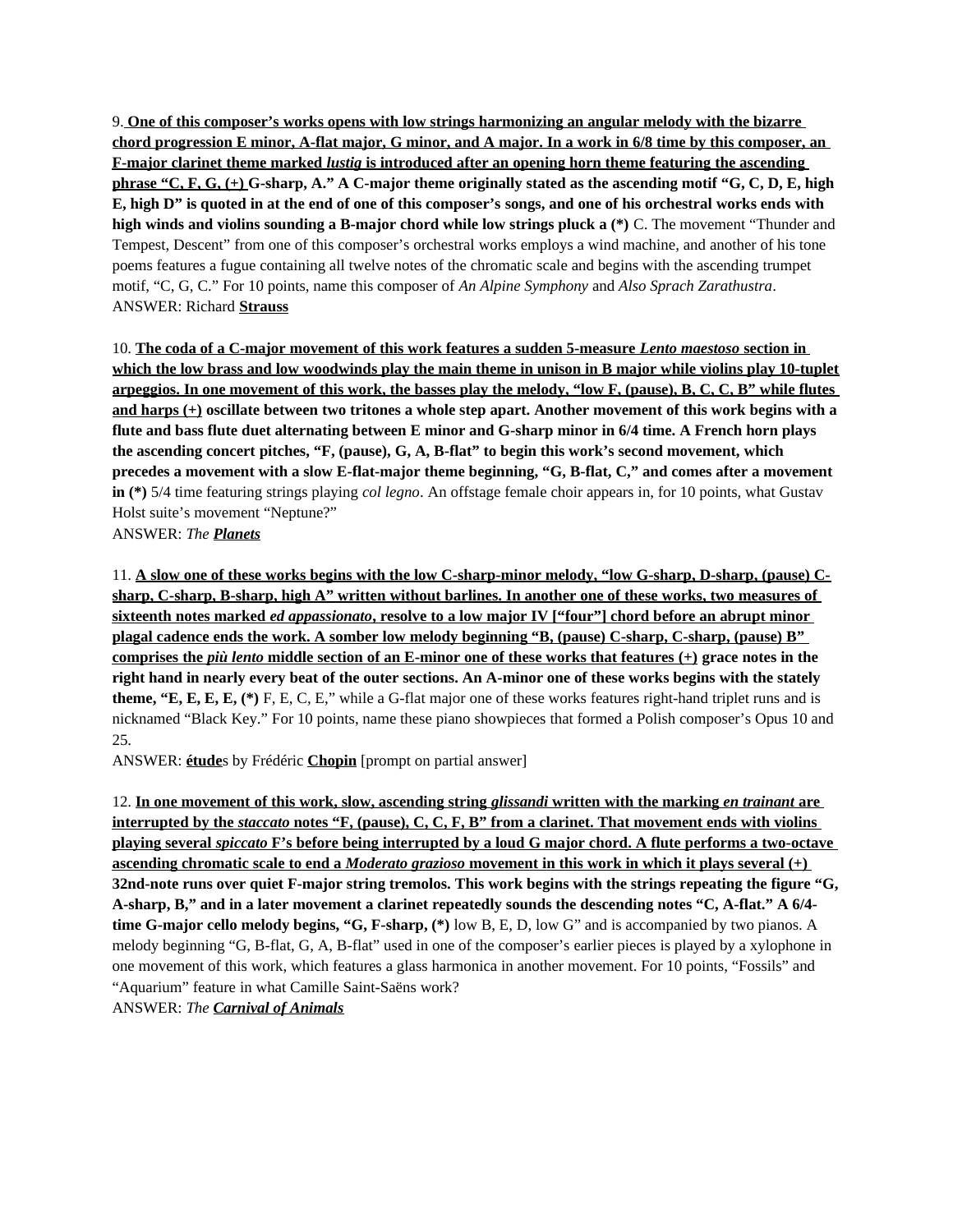9. **<u>One of this composer's works opens with low strings harmonizing an angular melody with the bizarre chord progression E minor, A-flat major, G minor, and A major. In a work in 6/8 time by this composer, an F-major clarinet theme marked *lustig* is introduced after an opening horn theme featuring the ascending phrase "C, F, G, (+)</u> G-sharp, A." A C-major theme originally stated as the ascending motif "G, C, D, E, high E, high D" is quoted in at the end of one of this composer's songs, and one of his orchestral works ends with high winds and violins sounding a B-major chord while low strings pluck a (\*)** C. The movement "Thunder and Tempest, Descent" from one of this composer's orchestral works employs a wind machine, and another of his tone poems features a fugue containing all twelve notes of the chromatic scale and begins with the ascending trumpet motif, "C, G, C." For 10 points, name this composer of *An Alpine Symphony* and *Also Sprach Zarathustra*.
ANSWER: Richard **<u>Strauss</u>**

10. **<u>The coda of a C-major movement of this work features a sudden 5-measure *Lento maestoso* section in which the low brass and low woodwinds play the main theme in unison in B major while violins play 10-tuplet arpeggios. In one movement of this work, the basses play the melody, "low F, (pause), B, C, C, B" while flutes and harps (+)</u> oscillate between two tritones a whole step apart. Another movement of this work begins with a flute and bass flute duet alternating between E minor and G-sharp minor in 6/4 time. A French horn plays the ascending concert pitches, "F, (pause), G, A, B-flat" to begin this work's second movement, which precedes a movement with a slow E-flat-major theme beginning, "G, B-flat, C," and comes after a movement in (\*)** 5/4 time featuring strings playing *col legno*. An offstage female choir appears in, for 10 points, what Gustav Holst suite's movement "Neptune?"
ANSWER: *The **<u>Planets</u>***

11. **<u>A slow one of these works begins with the low C-sharp-minor melody, "low G-sharp, D-sharp, (pause) C-sharp, C-sharp, B-sharp, high A" written without barlines. In another one of these works, two measures of sixteenth notes marked *ed appassionato*, resolve to a low major IV ["four"] chord before an abrupt minor plagal cadence ends the work. A somber low melody beginning "B, (pause) C-sharp, C-sharp, (pause) B" comprises the *più lento* middle section of an E-minor one of these works that features (+)</u> grace notes in the right hand in nearly every beat of the outer sections. An A-minor one of these works begins with the stately theme, "E, E, E, E, (\*)** F, E, C, E," while a G-flat major one of these works features right-hand triplet runs and is nicknamed "Black Key." For 10 points, name these piano showpieces that formed a Polish composer's Opus 10 and 25.
ANSWER: **<u>étude</u>**s by Frédéric **<u>Chopin</u>** [prompt on partial answer]

12. **<u>In one movement of this work, slow, ascending string *glissandi* written with the marking *en trainant* are interrupted by the *staccato* notes "F, (pause), C, C, F, B" from a clarinet. That movement ends with violins playing several *spiccato*</u> F's before being interrupted by a loud G major chord. A flute performs a two-octave <u>ascending chromatic scale to end a *Moderato grazioso* movement in this work in which it plays several (+)</u> 32nd-note runs over quiet F-major string tremolos. This work begins with the strings repeating the figure "G, A-sharp, B," and in a later movement a clarinet repeatedly sounds the descending notes "C, A-flat." A 6/4-time G-major cello melody begins, "G, F-sharp, (\*)** low B, E, D, low G" and is accompanied by two pianos. A melody beginning "G, B-flat, G, A, B-flat" used in one of the composer's earlier pieces is played by a xylophone in one movement of this work, which features a glass harmonica in another movement. For 10 points, "Fossils" and "Aquarium" feature in what Camille Saint-Saëns work?
ANSWER: *The **<u>Carnival of Animals</u>***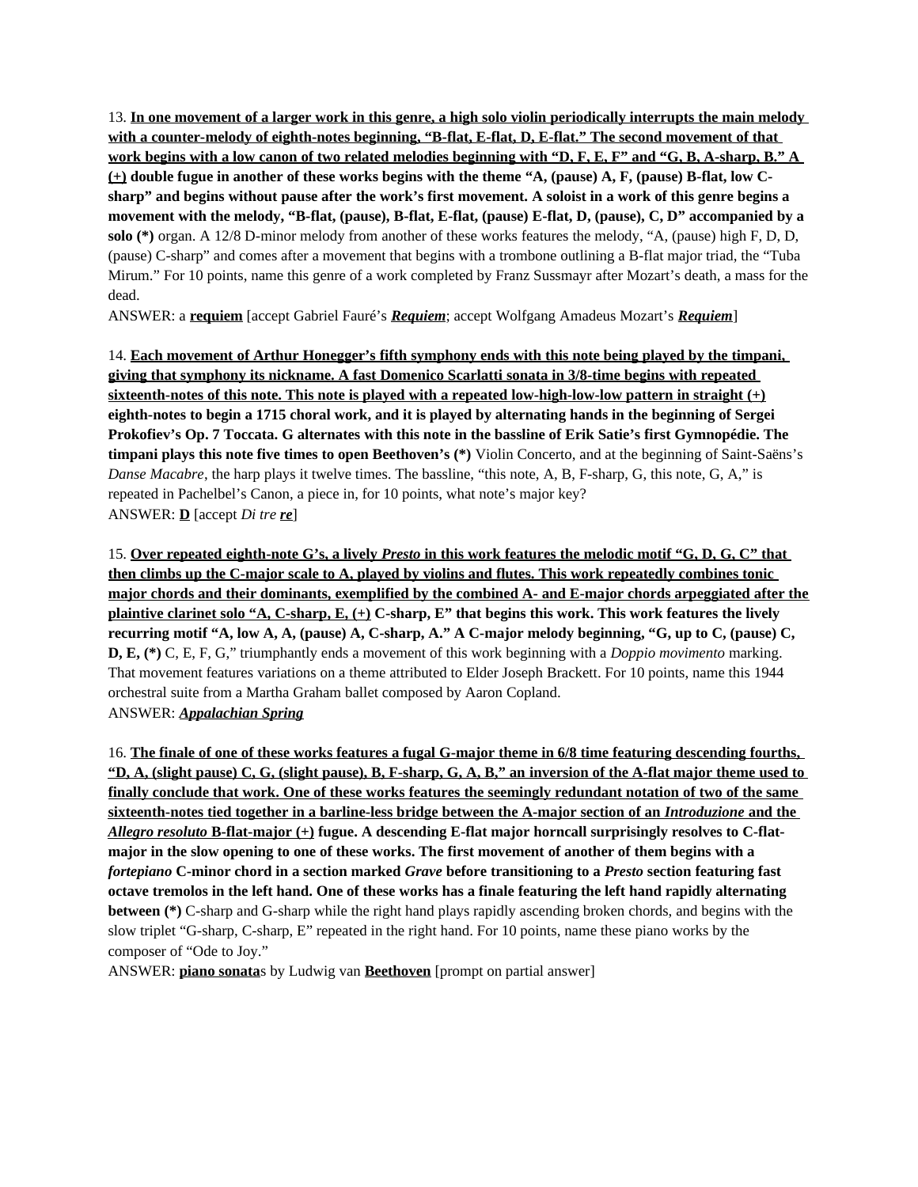13. **<u>In one movement of a larger work in this genre, a high solo violin periodically interrupts the main melody with a counter-melody of eighth-notes beginning, "B-flat, E-flat, D, E-flat." The second movement of that work begins with a low canon of two related melodies beginning with "D, F, E, F" and "G, B, A-sharp, B." A (+)</u> double fugue in another of these works begins with the theme "A, (pause) A, F, (pause) B-flat, low C-sharp" and begins without pause after the work's first movement. A soloist in a work of this genre begins a movement with the melody, "B-flat, (pause), B-flat, E-flat, (pause) E-flat, D, (pause), C, D" accompanied by a solo (\*)** organ. A 12/8 D-minor melody from another of these works features the melody, "A, (pause) high F, D, D, (pause) C-sharp" and comes after a movement that begins with a trombone outlining a B-flat major triad, the "Tuba Mirum." For 10 points, name this genre of a work completed by Franz Sussmayr after Mozart's death, a mass for the dead.

ANSWER: a **<u>requiem</u>** [accept Gabriel Fauré's ***<u>Requiem</u>***; accept Wolfgang Amadeus Mozart's ***<u>Requiem</u>***]

14. **<u>Each movement of Arthur Honegger's fifth symphony ends with this note being played by the timpani, giving that symphony its nickname. A fast Domenico Scarlatti sonata in 3/8-time begins with repeated sixteenth-notes of this note. This note is played with a repeated low-high-low-low pattern in straight (+)</u> eighth-notes to begin a 1715 choral work, and it is played by alternating hands in the beginning of Sergei Prokofiev's Op. 7 Toccata. G alternates with this note in the bassline of Erik Satie's first Gymnopédie. The timpani plays this note five times to open Beethoven's (\*)** Violin Concerto, and at the beginning of Saint-Saëns's *Danse Macabre*, the harp plays it twelve times. The bassline, "this note, A, B, F-sharp, G, this note, G, A," is repeated in Pachelbel's Canon, a piece in, for 10 points, what note's major key?

ANSWER: **<u>D</u>** [accept *Di tre* ***<u>re</u>***]

15. **<u>Over repeated eighth-note G's, a lively *Presto* in this work features the melodic motif "G, D, G, C" that then climbs up the C-major scale to A, played by violins and flutes. This work repeatedly combines tonic major chords and their dominants, exemplified by the combined A- and E-major chords arpeggiated after the plaintive clarinet solo "A, C-sharp, E, (+)</u> C-sharp, E" that begins this work. This work features the lively recurring motif "A, low A, A, (pause) A, C-sharp, A." A C-major melody beginning, "G, up to C, (pause) C, D, E, (\*)** C, E, F, G," triumphantly ends a movement of this work beginning with a *Doppio movimento* marking. That movement features variations on a theme attributed to Elder Joseph Brackett. For 10 points, name this 1944 orchestral suite from a Martha Graham ballet composed by Aaron Copland.

ANSWER: ***<u>Appalachian Spring</u>***

16. **<u>The finale of one of these works features a fugal G-major theme in 6/8 time featuring descending fourths, "D, A, (slight pause) C, G, (slight pause), B, F-sharp, G, A, B," an inversion of the A-flat major theme used to finally conclude that work. One of these works features the seemingly redundant notation of two of the same sixteenth-notes tied together in a barline-less bridge between the A-major section of an *Introduzione* and the *Allegro resoluto* B-flat-major (+)</u> fugue. A descending E-flat major horncall surprisingly resolves to C-flat-major in the slow opening to one of these works. The first movement of another of them begins with a *fortepiano* C-minor chord in a section marked *Grave* before transitioning to a *Presto* section featuring fast octave tremolos in the left hand. One of these works has a finale featuring the left hand rapidly alternating between (\*)** C-sharp and G-sharp while the right hand plays rapidly ascending broken chords, and begins with the slow triplet "G-sharp, C-sharp, E" repeated in the right hand. For 10 points, name these piano works by the composer of "Ode to Joy."

ANSWER: **<u>piano sonata</u>**s by Ludwig van **<u>Beethoven</u>** [prompt on partial answer]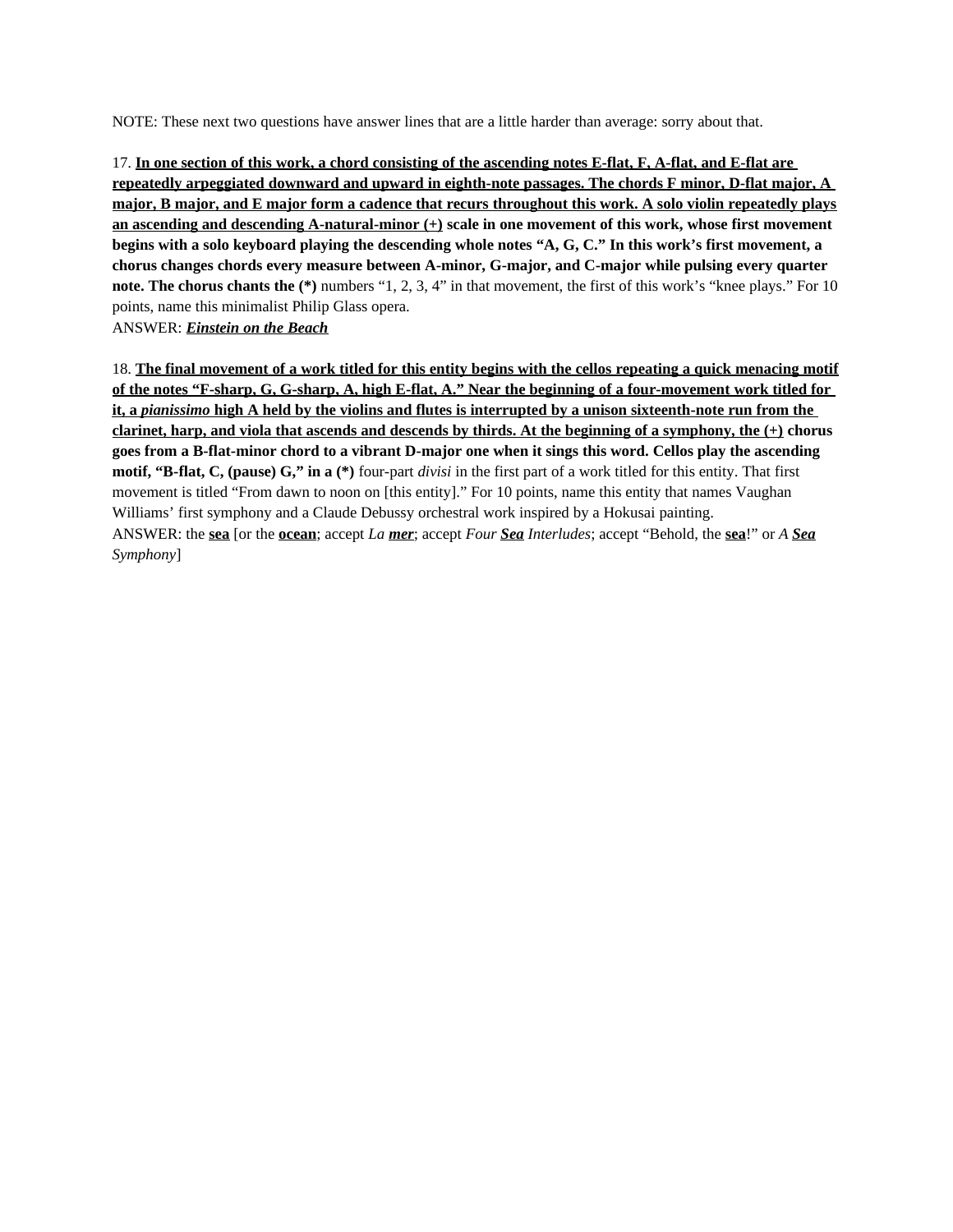NOTE: These next two questions have answer lines that are a little harder than average: sorry about that.

17. **<u>In one section of this work, a chord consisting of the ascending notes E-flat, F, A-flat, and E-flat are repeatedly arpeggiated downward and upward in eighth-note passages. The chords F minor, D-flat major, A major, B major, and E major form a cadence that recurs throughout this work. A solo violin repeatedly plays an ascending and descending A-natural-minor (+)</u> scale in one movement of this work, whose first movement begins with a solo keyboard playing the descending whole notes "A, G, C." In this work's first movement, a chorus changes chords every measure between A-minor, G-major, and C-major while pulsing every quarter note. The chorus chants the (\*)** numbers "1, 2, 3, 4" in that movement, the first of this work's "knee plays." For 10 points, name this minimalist Philip Glass opera.

ANSWER: ***<u>Einstein on the Beach</u>***

18. **<u>The final movement of a work titled for this entity begins with the cellos repeating a quick menacing motif of the notes "F-sharp, G, G-sharp, A, high E-flat, A." Near the beginning of a four-movement work titled for it, a *pianissimo* high A held by the violins and flutes is interrupted by a unison sixteenth-note run from the clarinet, harp, and viola that ascends and descends by thirds. At the beginning of a symphony, the (+)</u> chorus goes from a B-flat-minor chord to a vibrant D-major one when it sings this word. Cellos play the ascending motif, "B-flat, C, (pause) G," in a (\*)** four-part *divisi* in the first part of a work titled for this entity. That first movement is titled "From dawn to noon on [this entity]." For 10 points, name this entity that names Vaughan Williams' first symphony and a Claude Debussy orchestral work inspired by a Hokusai painting.

ANSWER: the **<u>sea</u>** [or the **<u>ocean</u>**; accept *La* ***<u>mer</u>***; accept *Four* ***<u>Sea</u>*** *Interludes*; accept "Behold, the **<u>sea</u>**!" or *A* ***<u>Sea</u>*** *Symphony*]